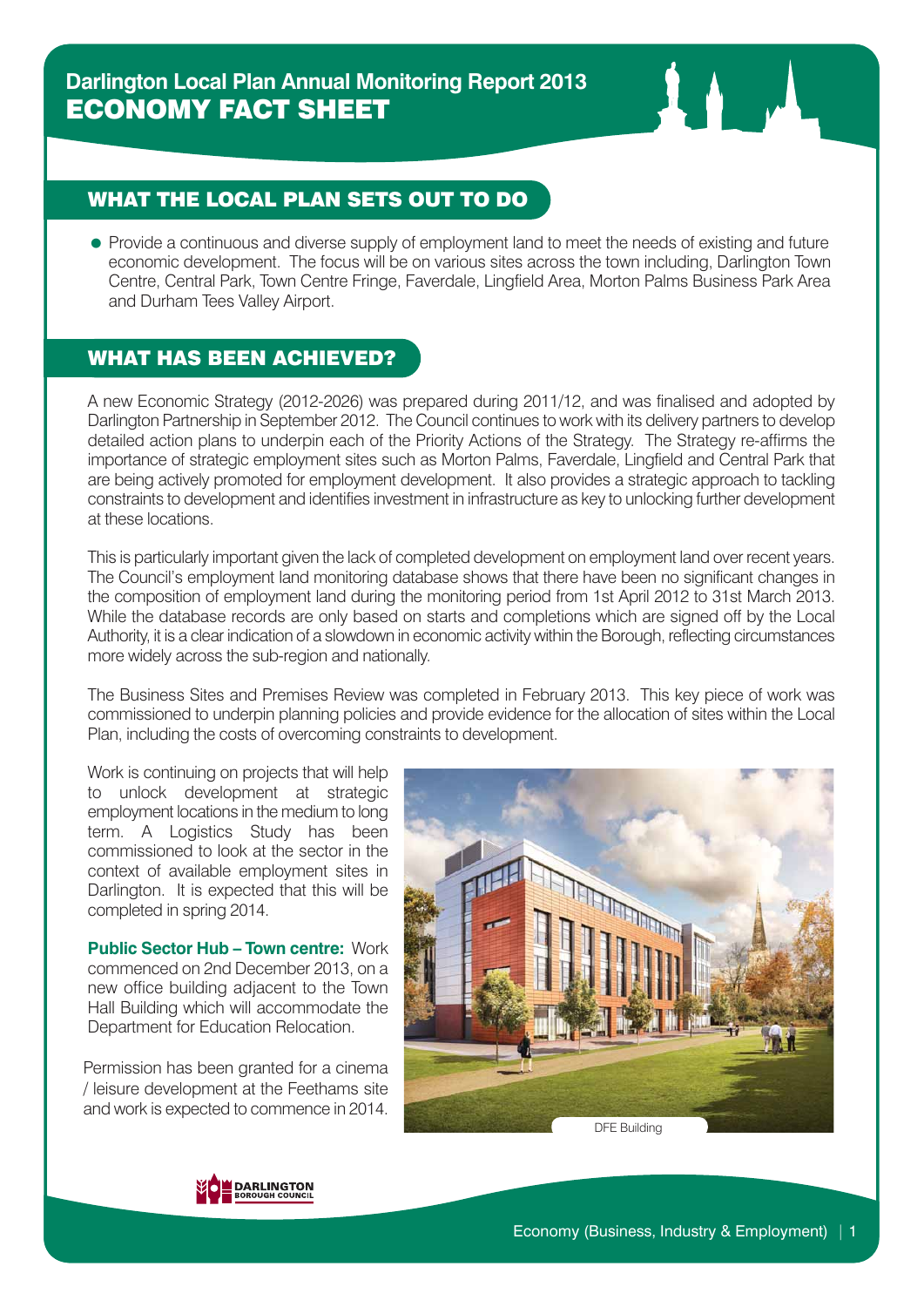# Darlington Local Plan Annual Monitoring Report 2013
# ECONOMY FACT SHEET

## WHAT THE LOCAL PLAN SETS OUT TO DO

- Provide a continuous and diverse supply of employment land to meet the needs of existing and future economic development. The focus will be on various sites across the town including, Darlington Town Centre, Central Park, Town Centre Fringe, Faverdale, Lingfield Area, Morton Palms Business Park Area and Durham Tees Valley Airport.

## WHAT HAS BEEN ACHIEVED?

A new Economic Strategy (2012-2026) was prepared during 2011/12, and was finalised and adopted by Darlington Partnership in September 2012. The Council continues to work with its delivery partners to develop detailed action plans to underpin each of the Priority Actions of the Strategy. The Strategy re-affirms the importance of strategic employment sites such as Morton Palms, Faverdale, Lingfield and Central Park that are being actively promoted for employment development. It also provides a strategic approach to tackling constraints to development and identifies investment in infrastructure as key to unlocking further development at these locations.

This is particularly important given the lack of completed development on employment land over recent years. The Council's employment land monitoring database shows that there have been no significant changes in the composition of employment land during the monitoring period from 1st April 2012 to 31st March 2013. While the database records are only based on starts and completions which are signed off by the Local Authority, it is a clear indication of a slowdown in economic activity within the Borough, reflecting circumstances more widely across the sub-region and nationally.

The Business Sites and Premises Review was completed in February 2013. This key piece of work was commissioned to underpin planning policies and provide evidence for the allocation of sites within the Local Plan, including the costs of overcoming constraints to development.

Work is continuing on projects that will help to unlock development at strategic employment locations in the medium to long term. A Logistics Study has been commissioned to look at the sector in the context of available employment sites in Darlington. It is expected that this will be completed in spring 2014.

**Public Sector Hub – Town centre:** Work commenced on 2nd December 2013, on a new office building adjacent to the Town Hall Building which will accommodate the Department for Education Relocation.

Permission has been granted for a cinema / leisure development at the Feethams site and work is expected to commence in 2014.

DFE Building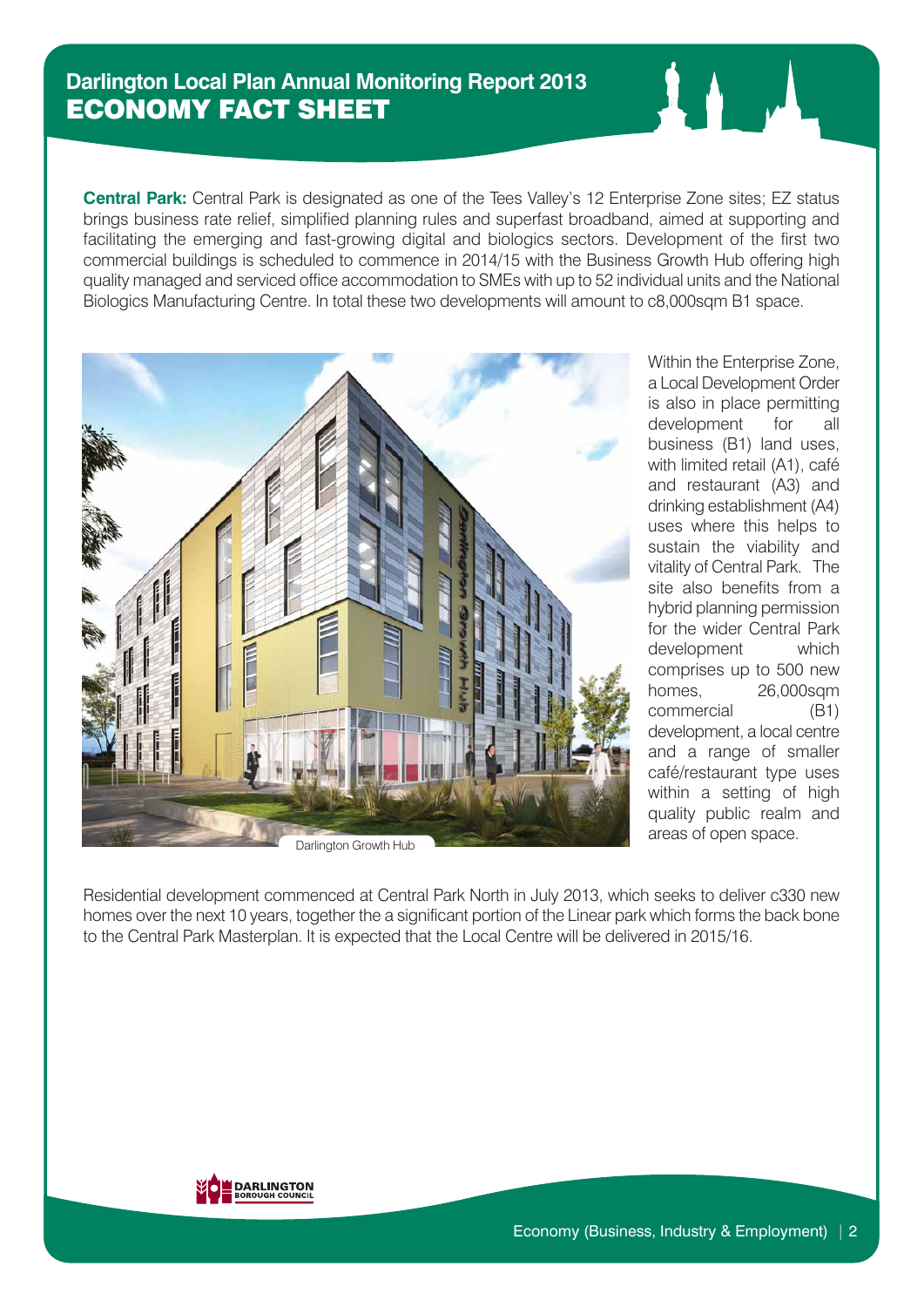# Darlington Local Plan Annual Monitoring Report 2013
## ECONOMY FACT SHEET

**Central Park:** Central Park is designated as one of the Tees Valley's 12 Enterprise Zone sites; EZ status brings business rate relief, simplified planning rules and superfast broadband, aimed at supporting and facilitating the emerging and fast-growing digital and biologics sectors. Development of the first two commercial buildings is scheduled to commence in 2014/15 with the Business Growth Hub offering high quality managed and serviced office accommodation to SMEs with up to 52 individual units and the National Biologics Manufacturing Centre. In total these two developments will amount to c8,000sqm B1 space.

Darlington Growth Hub

Within the Enterprise Zone, a Local Development Order is also in place permitting development for all business (B1) land uses, with limited retail (A1), café and restaurant (A3) and drinking establishment (A4) uses where this helps to sustain the viability and vitality of Central Park. The site also benefits from a hybrid planning permission for the wider Central Park development which comprises up to 500 new homes, 26,000sqm commercial (B1) development, a local centre and a range of smaller café/restaurant type uses within a setting of high quality public realm and areas of open space.

Residential development commenced at Central Park North in July 2013, which seeks to deliver c330 new homes over the next 10 years, together the a significant portion of the Linear park which forms the back bone to the Central Park Masterplan. It is expected that the Local Centre will be delivered in 2015/16.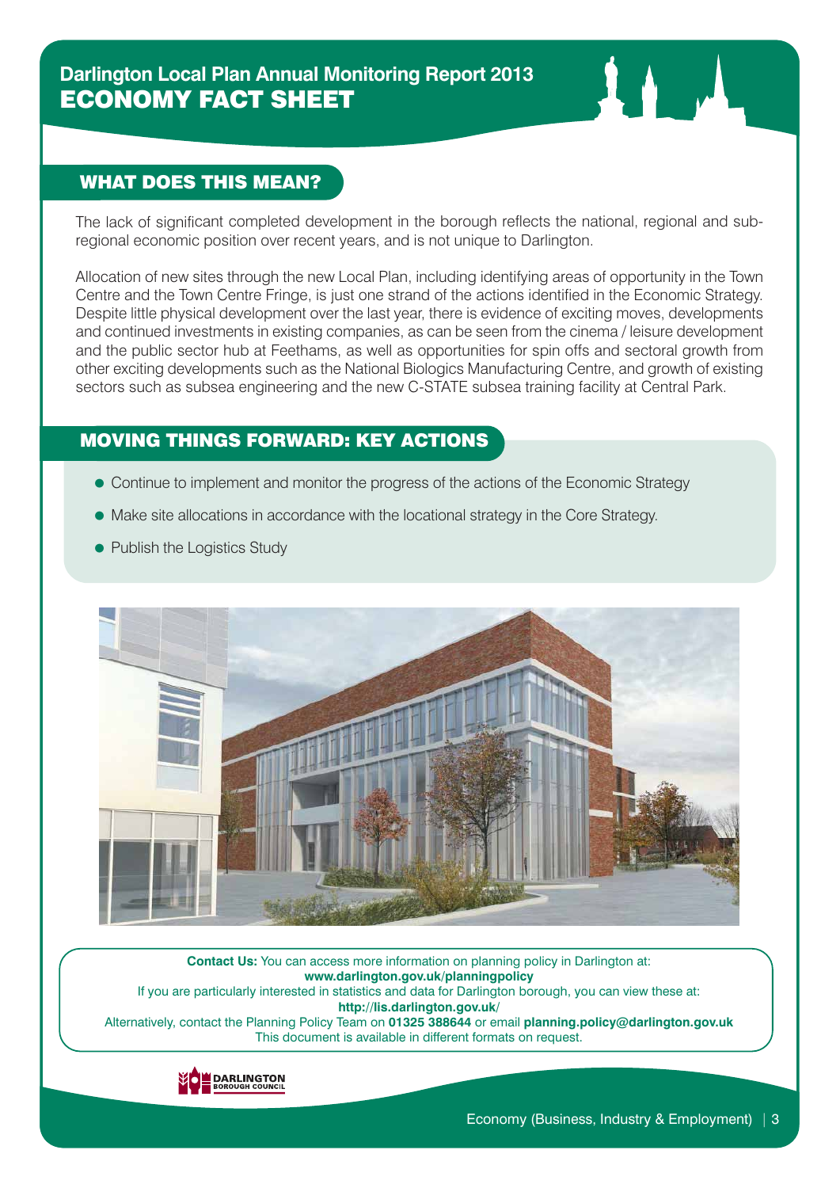# Darlington Local Plan Annual Monitoring Report 2013
# ECONOMY FACT SHEET

## WHAT DOES THIS MEAN?

The lack of significant completed development in the borough reflects the national, regional and sub-regional economic position over recent years, and is not unique to Darlington.

Allocation of new sites through the new Local Plan, including identifying areas of opportunity in the Town Centre and the Town Centre Fringe, is just one strand of the actions identified in the Economic Strategy. Despite little physical development over the last year, there is evidence of exciting moves, developments and continued investments in existing companies, as can be seen from the cinema / leisure development and the public sector hub at Feethams, as well as opportunities for spin offs and sectoral growth from other exciting developments such as the National Biologics Manufacturing Centre, and growth of existing sectors such as subsea engineering and the new C-STATE subsea training facility at Central Park.

## MOVING THINGS FORWARD: KEY ACTIONS

- Continue to implement and monitor the progress of the actions of the Economic Strategy
- Make site allocations in accordance with the locational strategy in the Core Strategy.
- Publish the Logistics Study

**Contact Us:** You can access more information on planning policy in Darlington at:
**www.darlington.gov.uk/planningpolicy**
If you are particularly interested in statistics and data for Darlington borough, you can view these at:
**http://lis.darlington.gov.uk/**
Alternatively, contact the Planning Policy Team on **01325 388644** or email **planning.policy@darlington.gov.uk**
This document is available in different formats on request.

DARLINGTON BOROUGH COUNCIL

Economy (Business, Industry & Employment)